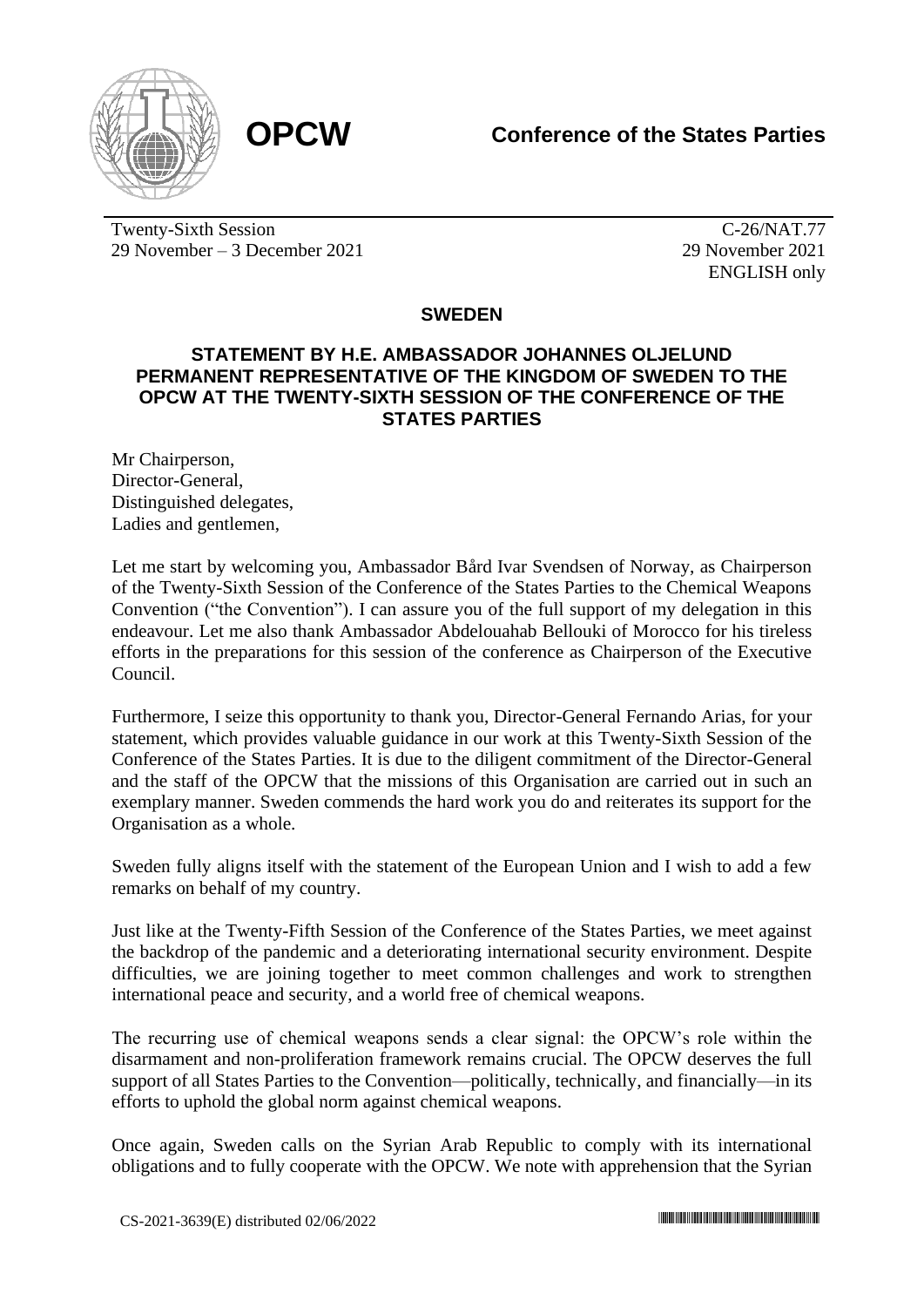**OPCW** **Conference of the States Parties**

Twenty-Sixth Session
29 November – 3 December 2021

C-26/NAT.77
29 November 2021
ENGLISH only

## SWEDEN

### STATEMENT BY H.E. AMBASSADOR JOHANNES OLJELUND PERMANENT REPRESENTATIVE OF THE KINGDOM OF SWEDEN TO THE OPCW AT THE TWENTY-SIXTH SESSION OF THE CONFERENCE OF THE STATES PARTIES

Mr Chairperson,
Director-General,
Distinguished delegates,
Ladies and gentlemen,

Let me start by welcoming you, Ambassador Bård Ivar Svendsen of Norway, as Chairperson of the Twenty-Sixth Session of the Conference of the States Parties to the Chemical Weapons Convention ("the Convention"). I can assure you of the full support of my delegation in this endeavour. Let me also thank Ambassador Abdelouahab Bellouki of Morocco for his tireless efforts in the preparations for this session of the conference as Chairperson of the Executive Council.

Furthermore, I seize this opportunity to thank you, Director-General Fernando Arias, for your statement, which provides valuable guidance in our work at this Twenty-Sixth Session of the Conference of the States Parties. It is due to the diligent commitment of the Director-General and the staff of the OPCW that the missions of this Organisation are carried out in such an exemplary manner. Sweden commends the hard work you do and reiterates its support for the Organisation as a whole.

Sweden fully aligns itself with the statement of the European Union and I wish to add a few remarks on behalf of my country.

Just like at the Twenty-Fifth Session of the Conference of the States Parties, we meet against the backdrop of the pandemic and a deteriorating international security environment. Despite difficulties, we are joining together to meet common challenges and work to strengthen international peace and security, and a world free of chemical weapons.

The recurring use of chemical weapons sends a clear signal: the OPCW's role within the disarmament and non-proliferation framework remains crucial. The OPCW deserves the full support of all States Parties to the Convention—politically, technically, and financially—in its efforts to uphold the global norm against chemical weapons.

Once again, Sweden calls on the Syrian Arab Republic to comply with its international obligations and to fully cooperate with the OPCW. We note with apprehension that the Syrian

CS-2021-3639(E) distributed 02/06/2022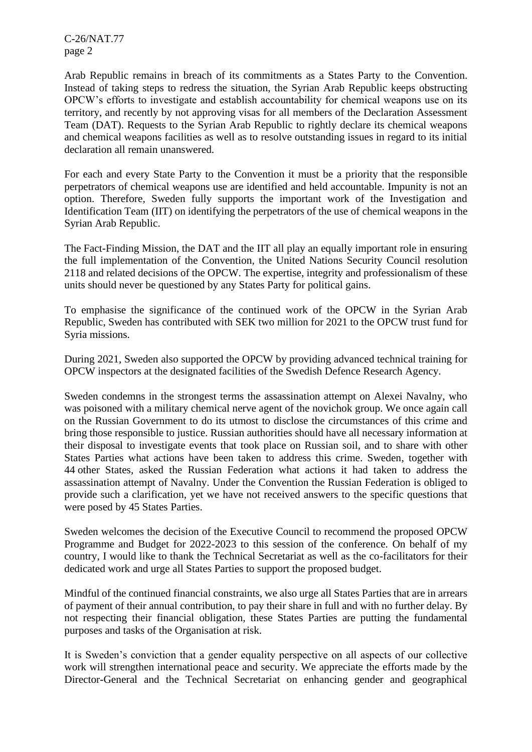Arab Republic remains in breach of its commitments as a States Party to the Convention. Instead of taking steps to redress the situation, the Syrian Arab Republic keeps obstructing OPCW's efforts to investigate and establish accountability for chemical weapons use on its territory, and recently by not approving visas for all members of the Declaration Assessment Team (DAT). Requests to the Syrian Arab Republic to rightly declare its chemical weapons and chemical weapons facilities as well as to resolve outstanding issues in regard to its initial declaration all remain unanswered.

For each and every State Party to the Convention it must be a priority that the responsible perpetrators of chemical weapons use are identified and held accountable. Impunity is not an option. Therefore, Sweden fully supports the important work of the Investigation and Identification Team (IIT) on identifying the perpetrators of the use of chemical weapons in the Syrian Arab Republic.

The Fact-Finding Mission, the DAT and the IIT all play an equally important role in ensuring the full implementation of the Convention, the United Nations Security Council resolution 2118 and related decisions of the OPCW. The expertise, integrity and professionalism of these units should never be questioned by any States Party for political gains.

To emphasise the significance of the continued work of the OPCW in the Syrian Arab Republic, Sweden has contributed with SEK two million for 2021 to the OPCW trust fund for Syria missions.

During 2021, Sweden also supported the OPCW by providing advanced technical training for OPCW inspectors at the designated facilities of the Swedish Defence Research Agency.

Sweden condemns in the strongest terms the assassination attempt on Alexei Navalny, who was poisoned with a military chemical nerve agent of the novichok group. We once again call on the Russian Government to do its utmost to disclose the circumstances of this crime and bring those responsible to justice. Russian authorities should have all necessary information at their disposal to investigate events that took place on Russian soil, and to share with other States Parties what actions have been taken to address this crime. Sweden, together with 44 other States, asked the Russian Federation what actions it had taken to address the assassination attempt of Navalny. Under the Convention the Russian Federation is obliged to provide such a clarification, yet we have not received answers to the specific questions that were posed by 45 States Parties.

Sweden welcomes the decision of the Executive Council to recommend the proposed OPCW Programme and Budget for 2022-2023 to this session of the conference. On behalf of my country, I would like to thank the Technical Secretariat as well as the co-facilitators for their dedicated work and urge all States Parties to support the proposed budget.

Mindful of the continued financial constraints, we also urge all States Parties that are in arrears of payment of their annual contribution, to pay their share in full and with no further delay. By not respecting their financial obligation, these States Parties are putting the fundamental purposes and tasks of the Organisation at risk.

It is Sweden's conviction that a gender equality perspective on all aspects of our collective work will strengthen international peace and security. We appreciate the efforts made by the Director-General and the Technical Secretariat on enhancing gender and geographical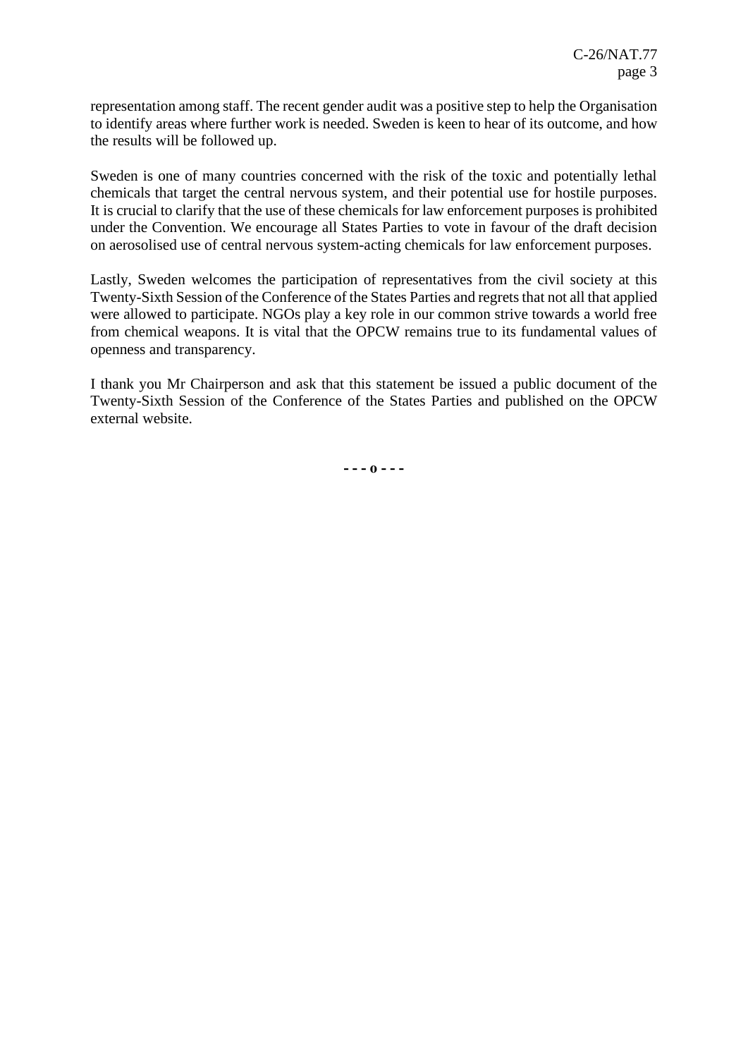representation among staff. The recent gender audit was a positive step to help the Organisation to identify areas where further work is needed. Sweden is keen to hear of its outcome, and how the results will be followed up.

Sweden is one of many countries concerned with the risk of the toxic and potentially lethal chemicals that target the central nervous system, and their potential use for hostile purposes. It is crucial to clarify that the use of these chemicals for law enforcement purposes is prohibited under the Convention. We encourage all States Parties to vote in favour of the draft decision on aerosolised use of central nervous system-acting chemicals for law enforcement purposes.

Lastly, Sweden welcomes the participation of representatives from the civil society at this Twenty-Sixth Session of the Conference of the States Parties and regrets that not all that applied were allowed to participate. NGOs play a key role in our common strive towards a world free from chemical weapons. It is vital that the OPCW remains true to its fundamental values of openness and transparency.

I thank you Mr Chairperson and ask that this statement be issued a public document of the Twenty-Sixth Session of the Conference of the States Parties and published on the OPCW external website.

**- - - o - - -**